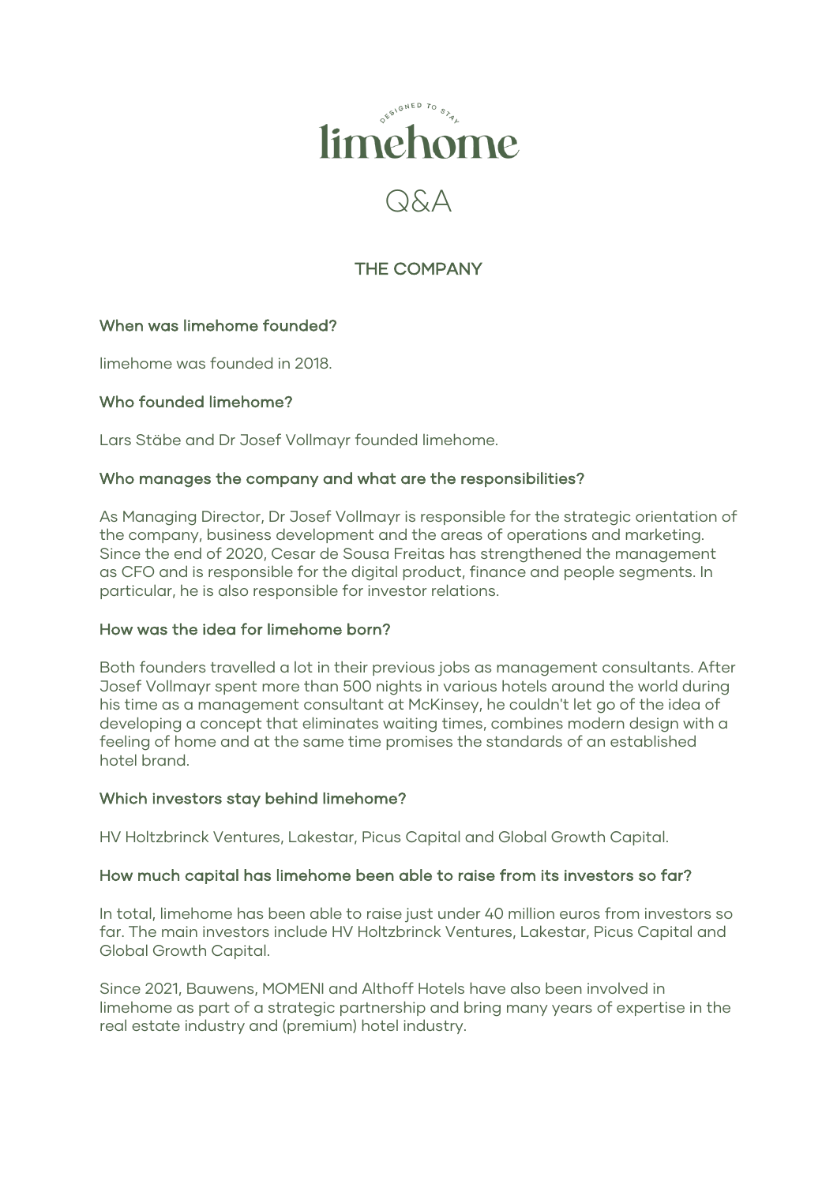# limehome

## Q&A

### THE COMPANY

**When was limehome founded?**

limehome was founded in 2018.

**Who founded limehome?**

Lars Stäbe and Dr Josef Vollmayr founded limehome.

**Who manages the company and what are the responsibilities?**

As Managing Director, Dr Josef Vollmayr is responsible for the strategic orientation of the company, business development and the areas of operations and marketing. Since the end of 2020, Cesar de Sousa Freitas has strengthened the management as CFO and is responsible for the digital product, finance and people segments. In particular, he is also responsible for investor relations.

**How was the idea for limehome born?**

Both founders travelled a lot in their previous jobs as management consultants. After Josef Vollmayr spent more than 500 nights in various hotels around the world during his time as a management consultant at McKinsey, he couldn't let go of the idea of developing a concept that eliminates waiting times, combines modern design with a feeling of home and at the same time promises the standards of an established hotel brand.

**Which investors stay behind limehome?**

HV Holtzbrinck Ventures, Lakestar, Picus Capital and Global Growth Capital.

**How much capital has limehome been able to raise from its investors so far?**

In total, limehome has been able to raise just under 40 million euros from investors so far. The main investors include HV Holtzbrinck Ventures, Lakestar, Picus Capital and Global Growth Capital.

Since 2021, Bauwens, MOMENI and Althoff Hotels have also been involved in limehome as part of a strategic partnership and bring many years of expertise in the real estate industry and (premium) hotel industry.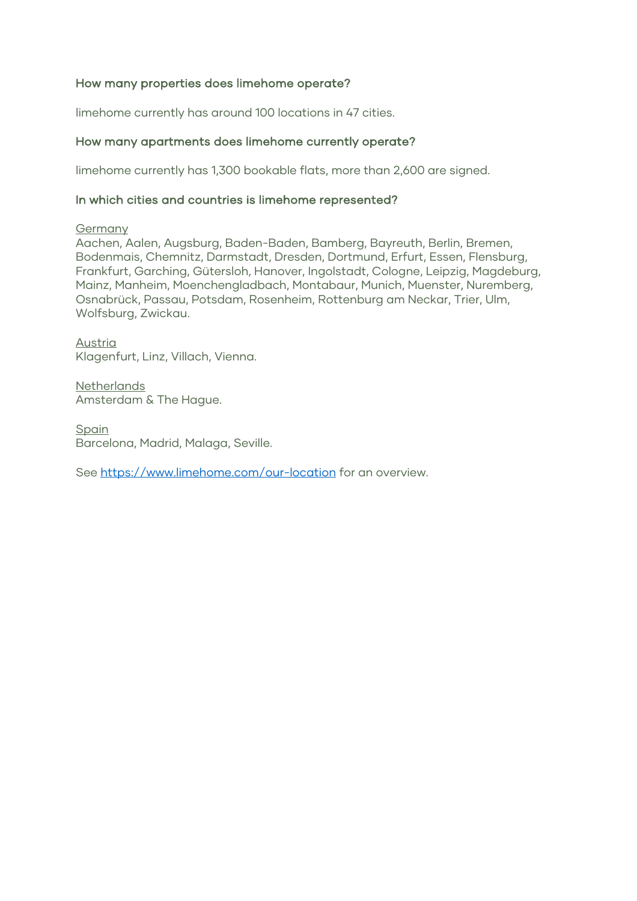### How many properties does limehome operate?

limehome currently has around 100 locations in 47 cities.

### How many apartments does limehome currently operate?

limehome currently has 1,300 bookable flats, more than 2,600 are signed.

### In which cities and countries is limehome represented?

<u>Germany</u>
Aachen, Aalen, Augsburg, Baden-Baden, Bamberg, Bayreuth, Berlin, Bremen, Bodenmais, Chemnitz, Darmstadt, Dresden, Dortmund, Erfurt, Essen, Flensburg, Frankfurt, Garching, Gütersloh, Hanover, Ingolstadt, Cologne, Leipzig, Magdeburg, Mainz, Manheim, Moenchengladbach, Montabaur, Munich, Muenster, Nuremberg, Osnabrück, Passau, Potsdam, Rosenheim, Rottenburg am Neckar, Trier, Ulm, Wolfsburg, Zwickau.

<u>Austria</u>
Klagenfurt, Linz, Villach, Vienna.

<u>Netherlands</u>
Amsterdam & The Hague.

<u>Spain</u>
Barcelona, Madrid, Malaga, Seville.

See [https://www.limehome.com/our-location](https://www.limehome.com/our-location) for an overview.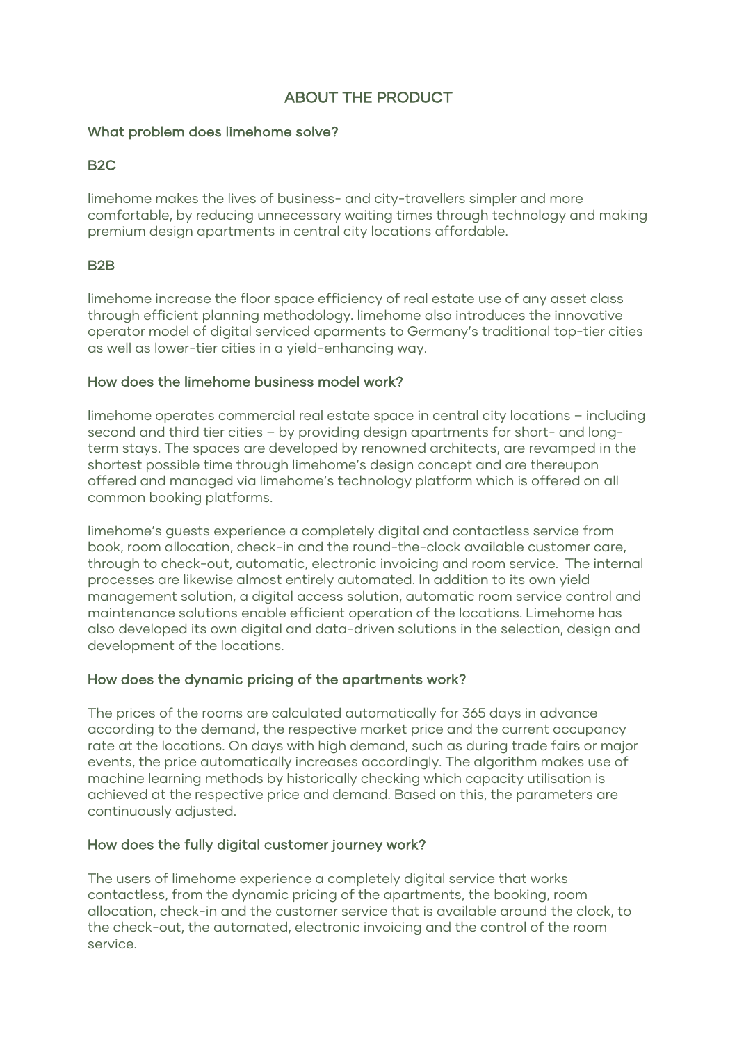## ABOUT THE PRODUCT

### What problem does limehome solve?

### B2C

limehome makes the lives of business- and city-travellers simpler and more comfortable, by reducing unnecessary waiting times through technology and making premium design apartments in central city locations affordable.

### B2B

limehome increase the floor space efficiency of real estate use of any asset class through efficient planning methodology. limehome also introduces the innovative operator model of digital serviced aparments to Germany's traditional top-tier cities as well as lower-tier cities in a yield-enhancing way.

### How does the limehome business model work?

limehome operates commercial real estate space in central city locations – including second and third tier cities – by providing design apartments for short- and long-term stays. The spaces are developed by renowned architects, are revamped in the shortest possible time through limehome's design concept and are thereupon offered and managed via limehome's technology platform which is offered on all common booking platforms.

limehome's guests experience a completely digital and contactless service from book, room allocation, check-in and the round-the-clock available customer care, through to check-out, automatic, electronic invoicing and room service. The internal processes are likewise almost entirely automated. In addition to its own yield management solution, a digital access solution, automatic room service control and maintenance solutions enable efficient operation of the locations. Limehome has also developed its own digital and data-driven solutions in the selection, design and development of the locations.

### How does the dynamic pricing of the apartments work?

The prices of the rooms are calculated automatically for 365 days in advance according to the demand, the respective market price and the current occupancy rate at the locations. On days with high demand, such as during trade fairs or major events, the price automatically increases accordingly. The algorithm makes use of machine learning methods by historically checking which capacity utilisation is achieved at the respective price and demand. Based on this, the parameters are continuously adjusted.

### How does the fully digital customer journey work?

The users of limehome experience a completely digital service that works contactless, from the dynamic pricing of the apartments, the booking, room allocation, check-in and the customer service that is available around the clock, to the check-out, the automated, electronic invoicing and the control of the room service.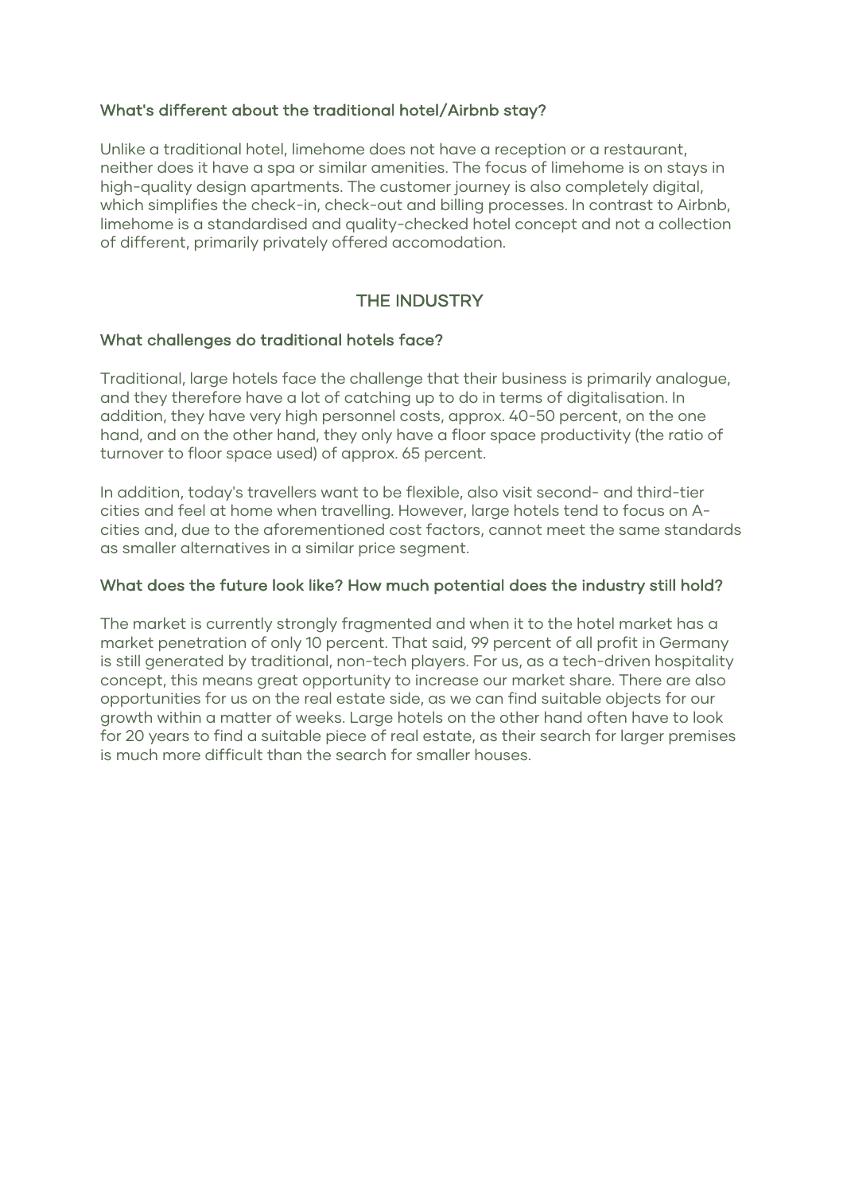### What's different about the traditional hotel/Airbnb stay?

Unlike a traditional hotel, limehome does not have a reception or a restaurant, neither does it have a spa or similar amenities. The focus of limehome is on stays in high-quality design apartments. The customer journey is also completely digital, which simplifies the check-in, check-out and billing processes. In contrast to Airbnb, limehome is a standardised and quality-checked hotel concept and not a collection of different, primarily privately offered accomodation.

## THE INDUSTRY

### What challenges do traditional hotels face?

Traditional, large hotels face the challenge that their business is primarily analogue, and they therefore have a lot of catching up to do in terms of digitalisation. In addition, they have very high personnel costs, approx. 40-50 percent, on the one hand, and on the other hand, they only have a floor space productivity (the ratio of turnover to floor space used) of approx. 65 percent.

In addition, today's travellers want to be flexible, also visit second- and third-tier cities and feel at home when travelling. However, large hotels tend to focus on A-cities and, due to the aforementioned cost factors, cannot meet the same standards as smaller alternatives in a similar price segment.

### What does the future look like? How much potential does the industry still hold?

The market is currently strongly fragmented and when it to the hotel market has a market penetration of only 10 percent. That said, 99 percent of all profit in Germany is still generated by traditional, non-tech players. For us, as a tech-driven hospitality concept, this means great opportunity to increase our market share. There are also opportunities for us on the real estate side, as we can find suitable objects for our growth within a matter of weeks. Large hotels on the other hand often have to look for 20 years to find a suitable piece of real estate, as their search for larger premises is much more difficult than the search for smaller houses.